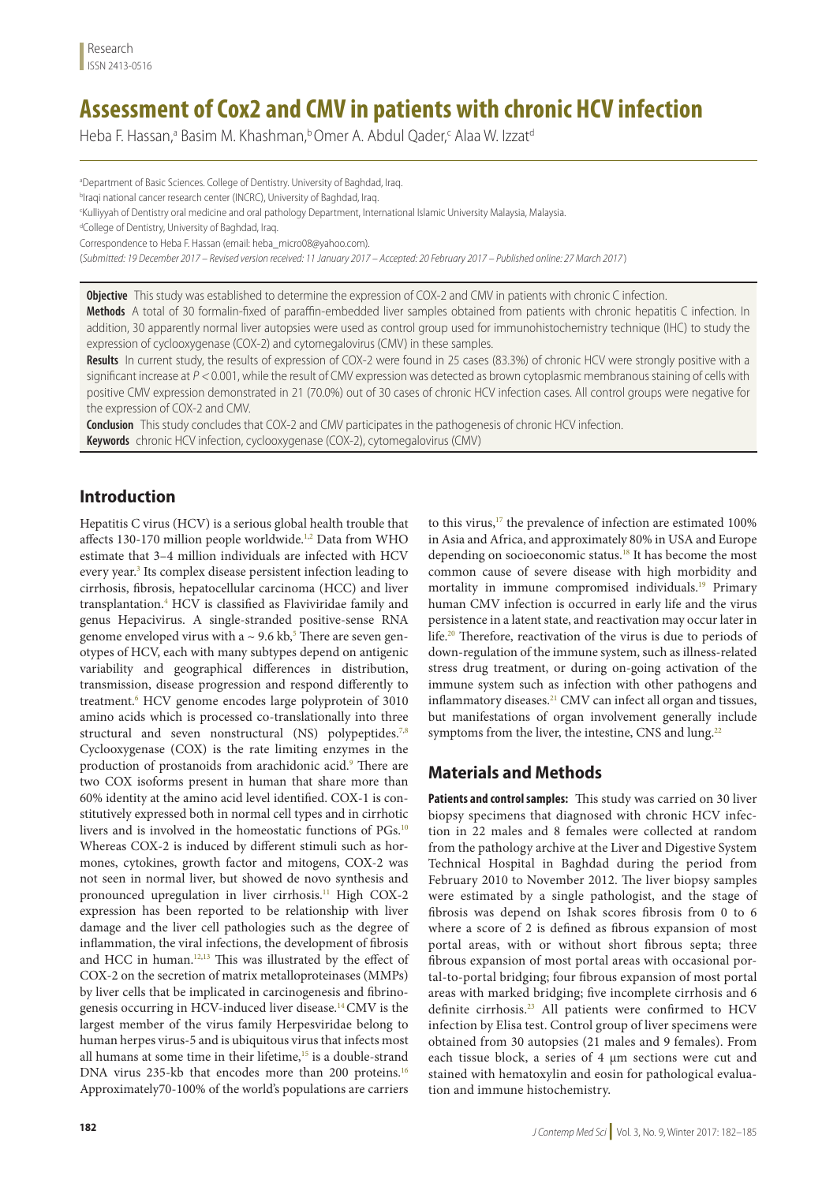Research
ISSN 2413-0516

# Assessment of Cox2 and CMV in patients with chronic HCV infection

Heba F. Hassan,[a] Basim M. Khashman,[b] Omer A. Abdul Qader,[c] Alaa W. Izzat[d]

[a]Department of Basic Sciences. College of Dentistry. University of Baghdad, Iraq.
[b]Iraqi national cancer research center (INCRC), University of Baghdad, Iraq.
[c]Kulliyyah of Dentistry oral medicine and oral pathology Department, International Islamic University Malaysia, Malaysia.
[d]College of Dentistry, University of Baghdad, Iraq.
Correspondence to Heba F. Hassan (email: heba_micro08@yahoo.com).
(*Submitted: 19 December 2017 – Revised version received: 11 January 2017 – Accepted: 20 February 2017 – Published online: 27 March 2017*)

**Objective** This study was established to determine the expression of COX-2 and CMV in patients with chronic C infection.

**Methods** A total of 30 formalin-fixed of paraffin-embedded liver samples obtained from patients with chronic hepatitis C infection. In addition, 30 apparently normal liver autopsies were used as control group used for immunohistochemistry technique (IHC) to study the expression of cyclooxygenase (COX-2) and cytomegalovirus (CMV) in these samples.

**Results** In current study, the results of expression of COX-2 were found in 25 cases (83.3%) of chronic HCV were strongly positive with a significant increase at $P < 0.001$, while the result of CMV expression was detected as brown cytoplasmic membranous staining of cells with positive CMV expression demonstrated in 21 (70.0%) out of 30 cases of chronic HCV infection cases. All control groups were negative for the expression of COX-2 and CMV.

**Conclusion** This study concludes that COX-2 and CMV participates in the pathogenesis of chronic HCV infection.

**Keywords** chronic HCV infection, cyclooxygenase (COX-2), cytomegalovirus (CMV)

## Introduction

Hepatitis C virus (HCV) is a serious global health trouble that affects 130-170 million people worldwide.[1,2] Data from WHO estimate that 3–4 million individuals are infected with HCV every year.[3] Its complex disease persistent infection leading to cirrhosis, fibrosis, hepatocellular carcinoma (HCC) and liver transplantation.[4] HCV is classified as Flaviviridae family and genus Hepacivirus. A single-stranded positive-sense RNA genome enveloped virus with a ~ 9.6 kb,[5] There are seven genotypes of HCV, each with many subtypes depend on antigenic variability and geographical differences in distribution, transmission, disease progression and respond differently to treatment.[6] HCV genome encodes large polyprotein of 3010 amino acids which is processed co-translationally into three structural and seven nonstructural (NS) polypeptides.[7,8] Cyclooxygenase (COX) is the rate limiting enzymes in the production of prostanoids from arachidonic acid.[9] There are two COX isoforms present in human that share more than 60% identity at the amino acid level identified. COX-1 is constitutively expressed both in normal cell types and in cirrhotic livers and is involved in the homeostatic functions of PGs.[10] Whereas COX-2 is induced by different stimuli such as hormones, cytokines, growth factor and mitogens, COX-2 was not seen in normal liver, but showed de novo synthesis and pronounced upregulation in liver cirrhosis.[11] High COX-2 expression has been reported to be relationship with liver damage and the liver cell pathologies such as the degree of inflammation, the viral infections, the development of fibrosis and HCC in human.[12,13] This was illustrated by the effect of COX-2 on the secretion of matrix metalloproteinases (MMPs) by liver cells that be implicated in carcinogenesis and fibrinogenesis occurring in HCV-induced liver disease.[14] CMV is the largest member of the virus family Herpesviridae belong to human herpes virus-5 and is ubiquitous virus that infects most all humans at some time in their lifetime,[15] is a double-strand DNA virus 235-kb that encodes more than 200 proteins.[16] Approximately70-100% of the world's populations are carriers to this virus,[17] the prevalence of infection are estimated 100% in Asia and Africa, and approximately 80% in USA and Europe depending on socioeconomic status.[18] It has become the most common cause of severe disease with high morbidity and mortality in immune compromised individuals.[19] Primary human CMV infection is occurred in early life and the virus persistence in a latent state, and reactivation may occur later in life.[20] Therefore, reactivation of the virus is due to periods of down-regulation of the immune system, such as illness-related stress drug treatment, or during on-going activation of the immune system such as infection with other pathogens and inflammatory diseases.[21] CMV can infect all organ and tissues, but manifestations of organ involvement generally include symptoms from the liver, the intestine, CNS and lung.[22]

## Materials and Methods

**Patients and control samples:** This study was carried on 30 liver biopsy specimens that diagnosed with chronic HCV infection in 22 males and 8 females were collected at random from the pathology archive at the Liver and Digestive System Technical Hospital in Baghdad during the period from February 2010 to November 2012. The liver biopsy samples were estimated by a single pathologist, and the stage of fibrosis was depend on Ishak scores fibrosis from 0 to 6 where a score of 2 is defined as fibrous expansion of most portal areas, with or without short fibrous septa; three fibrous expansion of most portal areas with occasional portal-to-portal bridging; four fibrous expansion of most portal areas with marked bridging; five incomplete cirrhosis and 6 definite cirrhosis.[23] All patients were confirmed to HCV infection by Elisa test. Control group of liver specimens were obtained from 30 autopsies (21 males and 9 females). From each tissue block, a series of 4 μm sections were cut and stained with hematoxylin and eosin for pathological evaluation and immune histochemistry.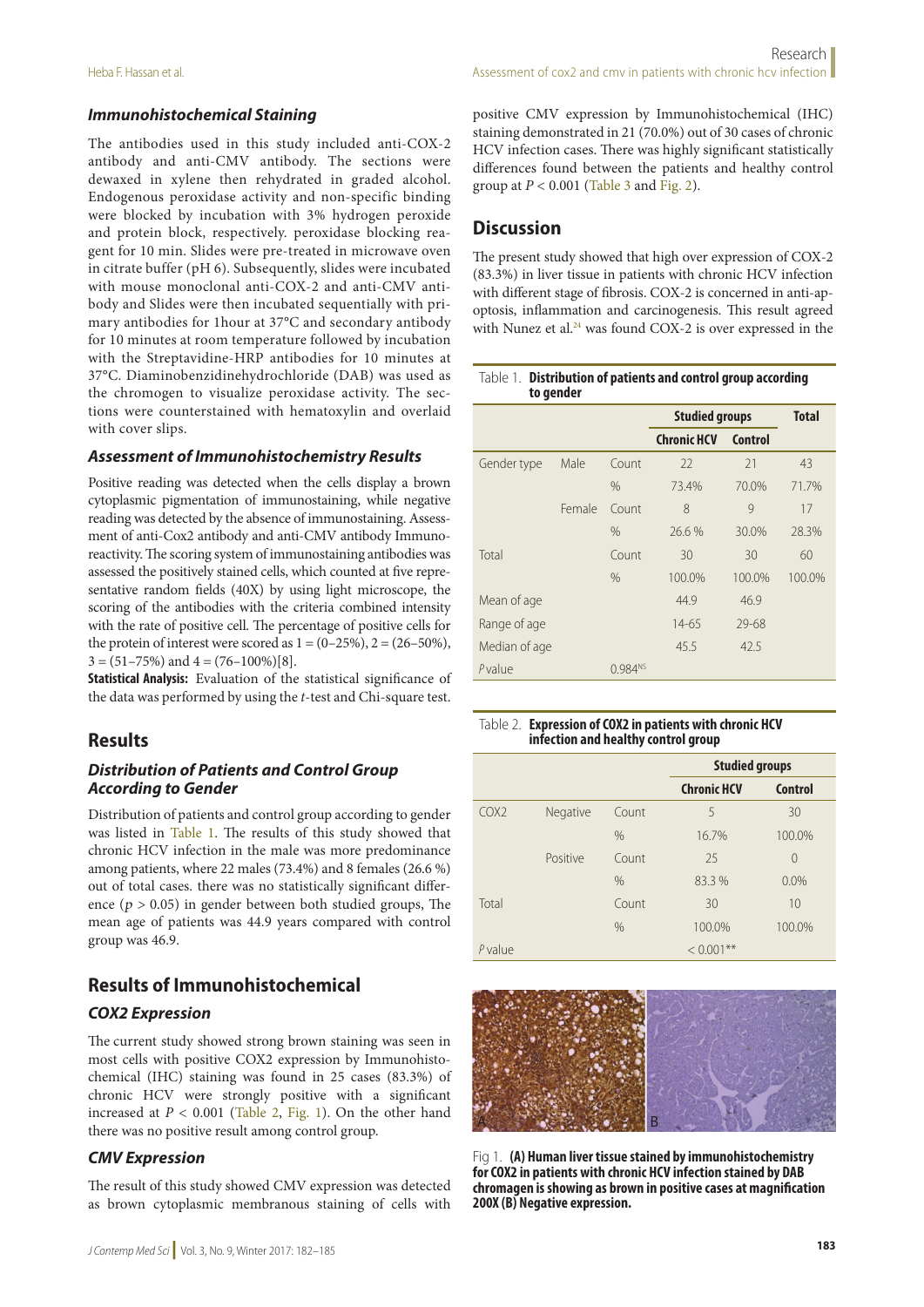### *Immunohistochemical Staining*

The antibodies used in this study included anti-COX-2 antibody and anti-CMV antibody. The sections were dewaxed in xylene then rehydrated in graded alcohol. Endogenous peroxidase activity and non-specific binding were blocked by incubation with 3% hydrogen peroxide and protein block, respectively. peroxidase blocking reagent for 10 min. Slides were pre-treated in microwave oven in citrate buffer (pH 6). Subsequently, slides were incubated with mouse monoclonal anti-COX-2 and anti-CMV antibody and Slides were then incubated sequentially with primary antibodies for 1hour at 37°C and secondary antibody for 10 minutes at room temperature followed by incubation with the Streptavidine-HRP antibodies for 10 minutes at 37°C. Diaminobenzidinehydrochloride (DAB) was used as the chromogen to visualize peroxidase activity. The sections were counterstained with hematoxylin and overlaid with cover slips.

### *Assessment of Immunohistochemistry Results*

Positive reading was detected when the cells display a brown cytoplasmic pigmentation of immunostaining, while negative reading was detected by the absence of immunostaining. Assessment of anti-Cox2 antibody and anti-CMV antibody Immunoreactivity. The scoring system of immunostaining antibodies was assessed the positively stained cells, which counted at five representative random fields (40X) by using light microscope, the scoring of the antibodies with the criteria combined intensity with the rate of positive cell. The percentage of positive cells for the protein of interest were scored as 1 = (0–25%), 2 = (26–50%), 3 = (51–75%) and 4 = (76–100%)[8].

**Statistical Analysis:** Evaluation of the statistical significance of the data was performed by using the *t*-test and Chi-square test.

## Results

### *Distribution of Patients and Control Group According to Gender*

Distribution of patients and control group according to gender was listed in Table 1. The results of this study showed that chronic HCV infection in the male was more predominance among patients, where 22 males (73.4%) and 8 females (26.6 %) out of total cases. there was no statistically significant difference ($p > 0.05$) in gender between both studied groups, The mean age of patients was 44.9 years compared with control group was 46.9.

## Results of Immunohistochemical

### *COX2 Expression*

The current study showed strong brown staining was seen in most cells with positive COX2 expression by Immunohistochemical (IHC) staining was found in 25 cases (83.3%) of chronic HCV were strongly positive with a significant increased at $P < 0.001$ (Table 2, Fig. 1). On the other hand there was no positive result among control group.

### *CMV Expression*

The result of this study showed CMV expression was detected as brown cytoplasmic membranous staining of cells with positive CMV expression by Immunohistochemical (IHC) staining demonstrated in 21 (70.0%) out of 30 cases of chronic HCV infection cases. There was highly significant statistically differences found between the patients and healthy control group at $P < 0.001$ (Table 3 and Fig. 2).

## Discussion

The present study showed that high over expression of COX-2 (83.3%) in liver tissue in patients with chronic HCV infection with different stage of fibrosis. COX-2 is concerned in anti-apoptosis, inflammation and carcinogenesis. This result agreed with Nunez et al.[24] was found COX-2 is over expressed in the

Table 1. **Distribution of patients and control group according to gender**

| | | | Studied groups | | Total |
|---|---|---|---|---|---|
| | | | Chronic HCV | Control | |
| Gender type | Male | Count | 22 | 21 | 43 |
| | | % | 73.4% | 70.0% | 71.7% |
| | Female | Count | 8 | 9 | 17 |
| | | % | 26.6 % | 30.0% | 28.3% |
| Total | | Count | 30 | 30 | 60 |
| | | % | 100.0% | 100.0% | 100.0% |
| Mean of age | | | 44.9 | 46.9 | |
| Range of age | | | 14-65 | 29-68 | |
| Median of age | | | 45.5 | 42.5 | |
| *P* value | | 0.984[NS] | | | |

Table 2. **Expression of COX2 in patients with chronic HCV infection and healthy control group**

| | | | Studied groups | |
|---|---|---|---|---|
| | | | Chronic HCV | Control |
| COX2 | Negative | Count | 5 | 30 |
| | | % | 16.7% | 100.0% |
| | Positive | Count | 25 | 0 |
| | | % | 83.3 % | 0.0% |
| Total | | Count | 30 | 10 |
| | | % | 100.0% | 100.0% |
| *P* value | | | < 0.001** | |

Fig 1. **(A) Human liver tissue stained by immunohistochemistry for COX2 in patients with chronic HCV infection stained by DAB chromagen is showing as brown in positive cases at magnification 200X (B) Negative expression.**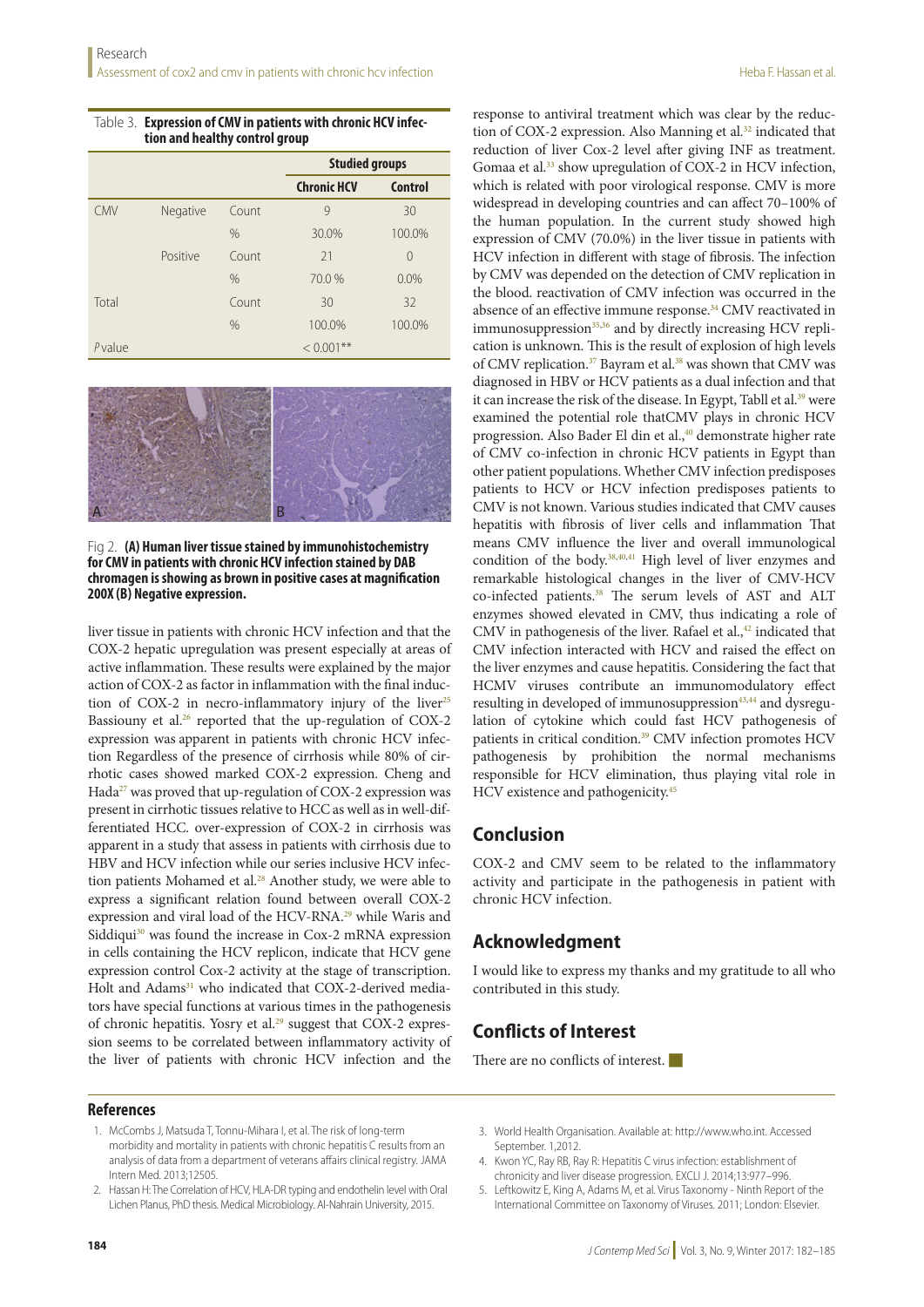Table 3. **Expression of CMV in patients with chronic HCV infection and healthy control group**

| | | | Studied groups | |
|---|---|---|---|---|
| | | | **Chronic HCV** | **Control** |
| CMV | Negative | Count | 9 | 30 |
| | | % | 30.0% | 100.0% |
| | Positive | Count | 21 | 0 |
| | | % | 70.0 % | 0.0% |
| Total | | Count | 30 | 32 |
| | | % | 100.0% | 100.0% |
| *P* value | | | < 0.001** | |

Fig 2. **(A) Human liver tissue stained by immunohistochemistry for CMV in patients with chronic HCV infection stained by DAB chromagen is showing as brown in positive cases at magnification 200X (B) Negative expression.**

liver tissue in patients with chronic HCV infection and that the COX-2 hepatic upregulation was present especially at areas of active inflammation. These results were explained by the major action of COX-2 as factor in inflammation with the final induction of COX-2 in necro-inflammatory injury of the liver[25] Bassiouny et al.[26] reported that the up-regulation of COX-2 expression was apparent in patients with chronic HCV infection Regardless of the presence of cirrhosis while 80% of cirrhotic cases showed marked COX-2 expression. Cheng and Hada[27] was proved that up-regulation of COX-2 expression was present in cirrhotic tissues relative to HCC as well as in well-differentiated HCC. over-expression of COX-2 in cirrhosis was apparent in a study that assess in patients with cirrhosis due to HBV and HCV infection while our series inclusive HCV infection patients Mohamed et al.[28] Another study, we were able to express a significant relation found between overall COX-2 expression and viral load of the HCV-RNA.[29] while Waris and Siddiqui[30] was found the increase in Cox-2 mRNA expression in cells containing the HCV replicon, indicate that HCV gene expression control Cox-2 activity at the stage of transcription. Holt and Adams[31] who indicated that COX-2-derived mediators have special functions at various times in the pathogenesis of chronic hepatitis. Yosry et al.[29] suggest that COX-2 expression seems to be correlated between inflammatory activity of the liver of patients with chronic HCV infection and the response to antiviral treatment which was clear by the reduction of COX-2 expression. Also Manning et al.[32] indicated that reduction of liver Cox-2 level after giving INF as treatment. Gomaa et al.[33] show upregulation of COX-2 in HCV infection, which is related with poor virological response. CMV is more widespread in developing countries and can affect 70–100% of the human population. In the current study showed high expression of CMV (70.0%) in the liver tissue in patients with HCV infection in different with stage of fibrosis. The infection by CMV was depended on the detection of CMV replication in the blood. reactivation of CMV infection was occurred in the absence of an effective immune response.[34] CMV reactivated in immunosuppression[35,36] and by directly increasing HCV replication is unknown. This is the result of explosion of high levels of CMV replication.[37] Bayram et al.[38] was shown that CMV was diagnosed in HBV or HCV patients as a dual infection and that it can increase the risk of the disease. In Egypt, Tabll et al.[39] were examined the potential role thatCMV plays in chronic HCV progression. Also Bader El din et al.,[40] demonstrate higher rate of CMV co-infection in chronic HCV patients in Egypt than other patient populations. Whether CMV infection predisposes patients to HCV or HCV infection predisposes patients to CMV is not known. Various studies indicated that CMV causes hepatitis with fibrosis of liver cells and inflammation That means CMV influence the liver and overall immunological condition of the body.[38,40,41] High level of liver enzymes and remarkable histological changes in the liver of CMV-HCV co-infected patients.[38] The serum levels of AST and ALT enzymes showed elevated in CMV, thus indicating a role of CMV in pathogenesis of the liver. Rafael et al.,[42] indicated that CMV infection interacted with HCV and raised the effect on the liver enzymes and cause hepatitis. Considering the fact that HCMV viruses contribute an immunomodulatory effect resulting in developed of immunosuppression[43,44] and dysregulation of cytokine which could fast HCV pathogenesis of patients in critical condition.[39] CMV infection promotes HCV pathogenesis by prohibition the normal mechanisms responsible for HCV elimination, thus playing vital role in HCV existence and pathogenicity.[45]

## Conclusion

COX-2 and CMV seem to be related to the inflammatory activity and participate in the pathogenesis in patient with chronic HCV infection.

## Acknowledgment

I would like to express my thanks and my gratitude to all who contributed in this study.

## Conflicts of Interest

There are no conflicts of interest.

## References

1. McCombs J, Matsuda T, Tonnu-Mihara I, et al. The risk of long-term morbidity and mortality in patients with chronic hepatitis C results from an analysis of data from a department of veterans affairs clinical registry. JAMA Intern Med. 2013;12505.
2. Hassan H: The Correlation of HCV, HLA-DR typing and endothelin level with Oral Lichen Planus, PhD thesis. Medical Microbiology. Al-Nahrain University, 2015.
3. World Health Organisation. Available at: http://www.who.int. Accessed September. 1,2012.
4. Kwon YC, Ray RB, Ray R: Hepatitis C virus infection: establishment of chronicity and liver disease progression. EXCLI J. 2014;13:977–996.
5. Leftkowitz E, King A, Adams M, et al. Virus Taxonomy - Ninth Report of the International Committee on Taxonomy of Viruses. 2011; London: Elsevier.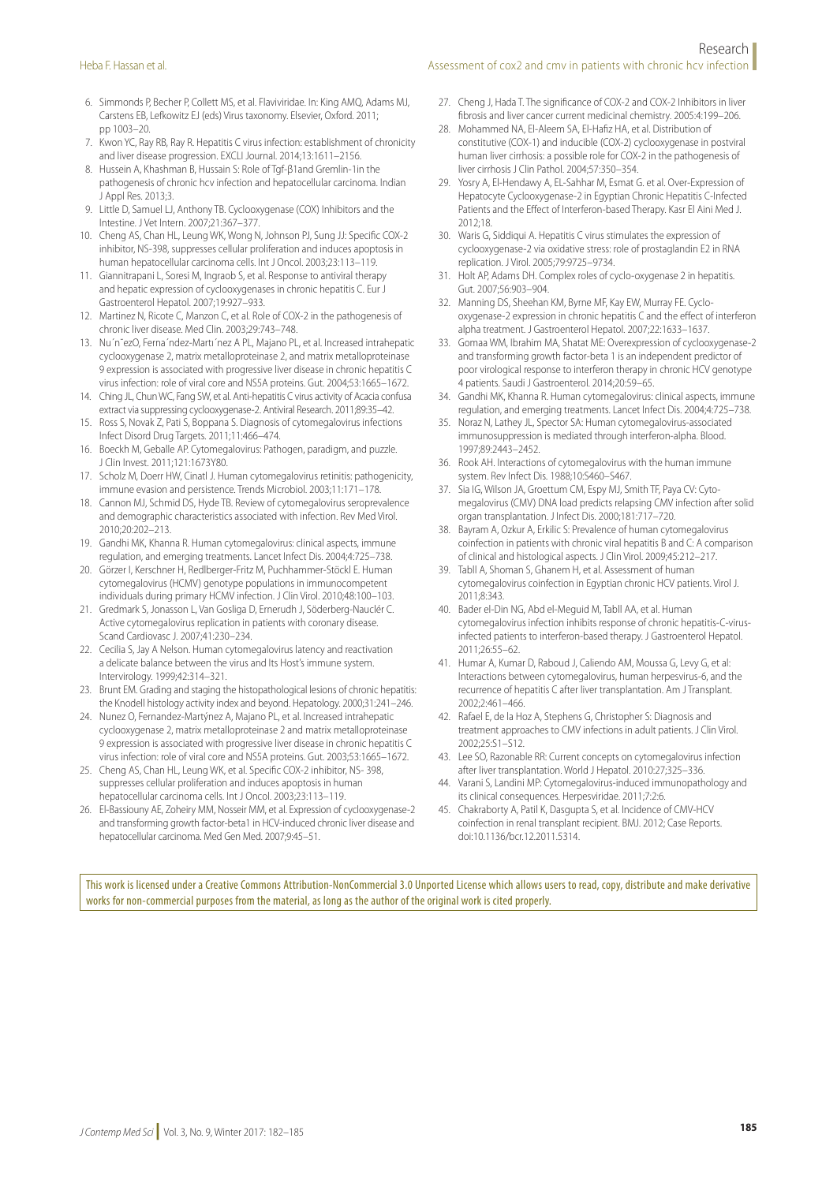6. Simmonds P, Becher P, Collett MS, et al. Flaviviridae. In: King AMQ, Adams MJ, Carstens EB, Lefkowitz EJ (eds) Virus taxonomy. Elsevier, Oxford. 2011; pp 1003–20.
7. Kwon YC, Ray RB, Ray R. Hepatitis C virus infection: establishment of chronicity and liver disease progression. EXCLI Journal. 2014;13:1611–2156.
8. Hussein A, Khashman B, Hussain S: Role of Tgf-β1and Gremlin-1in the pathogenesis of chronic hcv infection and hepatocellular carcinoma. Indian J Appl Res. 2013;3.
9. Little D, Samuel LJ, Anthony TB. Cyclooxygenase (COX) Inhibitors and the Intestine. J Vet Intern. 2007;21:367–377.
10. Cheng AS, Chan HL, Leung WK, Wong N, Johnson PJ, Sung JJ: Specific COX-2 inhibitor, NS-398, suppresses cellular proliferation and induces apoptosis in human hepatocellular carcinoma cells. Int J Oncol. 2003;23:113–119.
11. Giannitrapani L, Soresi M, Ingraob S, et al. Response to antiviral therapy and hepatic expression of cyclooxygenases in chronic hepatitis C. Eur J Gastroenterol Hepatol. 2007;19:927–933.
12. Martinez N, Ricote C, Manzon C, et al. Role of COX-2 in the pathogenesis of chronic liver disease. Med Clin. 2003;29:743–748.
13. Nu´n˜ezO, Ferna´ndez-Marti´nez A PL, Majano PL, et al. Increased intrahepatic cyclooxygenase 2, matrix metalloproteinase 2, and matrix metalloproteinase 9 expression is associated with progressive liver disease in chronic hepatitis C virus infection: role of viral core and NS5A proteins. Gut. 2004;53:1665–1672.
14. Ching JL, Chun WC, Fang SW, et al. Anti-hepatitis C virus activity of Acacia confusa extract via suppressing cyclooxygenase-2. Antiviral Research. 2011;89:35–42.
15. Ross S, Novak Z, Pati S, Boppana S. Diagnosis of cytomegalovirus infections Infect Disord Drug Targets. 2011;11:466–474.
16. Boeckh M, Geballe AP. Cytomegalovirus: Pathogen, paradigm, and puzzle. J Clin Invest. 2011;121:1673Y80.
17. Scholz M, Doerr HW, Cinatl J. Human cytomegalovirus retinitis: pathogenicity, immune evasion and persistence. Trends Microbiol. 2003;11:171–178.
18. Cannon MJ, Schmid DS, Hyde TB. Review of cytomegalovirus seroprevalence and demographic characteristics associated with infection. Rev Med Virol. 2010;20:202–213.
19. Gandhi MK, Khanna R. Human cytomegalovirus: clinical aspects, immune regulation, and emerging treatments. Lancet Infect Dis. 2004;4:725–738.
20. Görzer I, Kerschner H, Redlberger-Fritz M, Puchhammer-Stöckl E. Human cytomegalovirus (HCMV) genotype populations in immunocompetent individuals during primary HCMV infection. J Clin Virol. 2010;48:100–103.
21. Gredmark S, Jonasson L, Van Gosliga D, Ernerudh J, Söderberg-Nauclér C. Active cytomegalovirus replication in patients with coronary disease. Scand Cardiovasc J. 2007;41:230–234.
22. Cecilia S, Jay A Nelson. Human cytomegalovirus latency and reactivation a delicate balance between the virus and Its Host's immune system. Intervirology. 1999;42:314–321.
23. Brunt EM. Grading and staging the histopathological lesions of chronic hepatitis: the Knodell histology activity index and beyond. Hepatology. 2000;31:241–246.
24. Nunez O, Fernandez-Martýnez A, Majano PL, et al. Increased intrahepatic cyclooxygenase 2, matrix metalloproteinase 2 and matrix metalloproteinase 9 expression is associated with progressive liver disease in chronic hepatitis C virus infection: role of viral core and NS5A proteins. Gut. 2003;53:1665–1672.
25. Cheng AS, Chan HL, Leung WK, et al. Specific COX-2 inhibitor, NS- 398, suppresses cellular proliferation and induces apoptosis in human hepatocellular carcinoma cells. Int J Oncol. 2003;23:113–119.
26. El-Bassiouny AE, Zoheiry MM, Nosseir MM, et al. Expression of cyclooxygenase-2 and transforming growth factor-beta1 in HCV-induced chronic liver disease and hepatocellular carcinoma. Med Gen Med. 2007;9:45–51.
27. Cheng J, Hada T. The significance of COX-2 and COX-2 Inhibitors in liver fibrosis and liver cancer current medicinal chemistry. 2005:4:199–206.
28. Mohammed NA, El-Aleem SA, El-Hafiz HA, et al. Distribution of constitutive (COX-1) and inducible (COX-2) cyclooxygenase in postviral human liver cirrhosis: a possible role for COX-2 in the pathogenesis of liver cirrhosis J Clin Pathol. 2004;57:350–354.
29. Yosry A, El-Hendawy A, EL-Sahhar M, Esmat G. et al. Over-Expression of Hepatocyte Cyclooxygenase-2 in Egyptian Chronic Hepatitis C-Infected Patients and the Effect of Interferon-based Therapy. Kasr El Aini Med J. 2012;18.
30. Waris G, Siddiqui A. Hepatitis C virus stimulates the expression of cyclooxygenase-2 via oxidative stress: role of prostaglandin E2 in RNA replication. J Virol. 2005;79:9725–9734.
31. Holt AP, Adams DH. Complex roles of cyclo-oxygenase 2 in hepatitis. Gut. 2007;56:903–904.
32. Manning DS, Sheehan KM, Byrne MF, Kay EW, Murray FE. Cyclo-oxygenase-2 expression in chronic hepatitis C and the effect of interferon alpha treatment. J Gastroenterol Hepatol. 2007;22:1633–1637.
33. Gomaa WM, Ibrahim MA, Shatat ME: Overexpression of cyclooxygenase-2 and transforming growth factor-beta 1 is an independent predictor of poor virological response to interferon therapy in chronic HCV genotype 4 patients. Saudi J Gastroenterol. 2014;20:59–65.
34. Gandhi MK, Khanna R. Human cytomegalovirus: clinical aspects, immune regulation, and emerging treatments. Lancet Infect Dis. 2004;4:725–738.
35. Noraz N, Lathey JL, Spector SA: Human cytomegalovirus-associated immunosuppression is mediated through interferon-alpha. Blood. 1997;89:2443–2452.
36. Rook AH. Interactions of cytomegalovirus with the human immune system. Rev Infect Dis. 1988;10:S460–S467.
37. Sia IG, Wilson JA, Groettum CM, Espy MJ, Smith TF, Paya CV: Cytomegalovirus (CMV) DNA load predicts relapsing CMV infection after solid organ transplantation. J Infect Dis. 2000;181:717–720.
38. Bayram A, Ozkur A, Erkilic S: Prevalence of human cytomegalovirus coinfection in patients with chronic viral hepatitis B and C: A comparison of clinical and histological aspects. J Clin Virol. 2009;45:212–217.
39. Tabll A, Shoman S, Ghanem H, et al. Assessment of human cytomegalovirus coinfection in Egyptian chronic HCV patients. Virol J. 2011;8:343.
40. Bader el-Din NG, Abd el-Meguid M, Tabll AA, et al. Human cytomegalovirus infection inhibits response of chronic hepatitis-C-virus-infected patients to interferon-based therapy. J Gastroenterol Hepatol. 2011;26:55–62.
41. Humar A, Kumar D, Raboud J, Caliendo AM, Moussa G, Levy G, et al: Interactions between cytomegalovirus, human herpesvirus-6, and the recurrence of hepatitis C after liver transplantation. Am J Transplant. 2002;2:461–466.
42. Rafael E, de la Hoz A, Stephens G, Christopher S: Diagnosis and treatment approaches to CMV infections in adult patients. J Clin Virol. 2002;25:S1–S12.
43. Lee SO, Razonable RR: Current concepts on cytomegalovirus infection after liver transplantation. World J Hepatol. 2010:27;325–336.
44. Varani S, Landini MP: Cytomegalovirus-induced immunopathology and its clinical consequences. Herpesviridae. 2011;7:2:6.
45. Chakraborty A, Patil K, Dasgupta S, et al. Incidence of CMV-HCV coinfection in renal transplant recipient. BMJ. 2012; Case Reports. doi:10.1136/bcr.12.2011.5314.

This work is licensed under a Creative Commons Attribution-NonCommercial 3.0 Unported License which allows users to read, copy, distribute and make derivative works for non-commercial purposes from the material, as long as the author of the original work is cited properly.